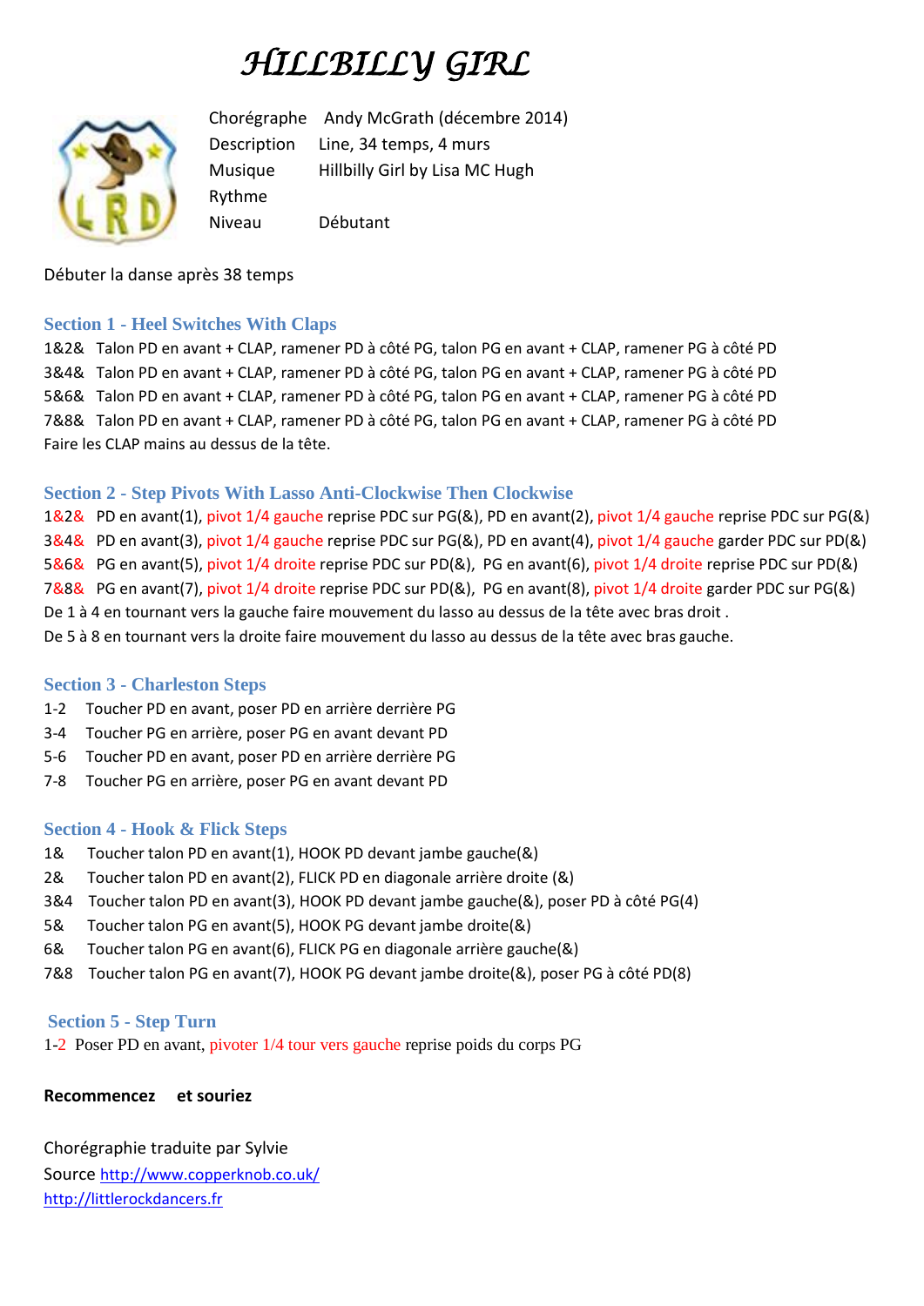# HILLBILLY GIRL

Chorégraphe Andy McGrath (décembre 2014)
Description Line, 34 temps, 4 murs
Musique Hillbilly Girl by Lisa MC Hugh
Rythme
Niveau Débutant

Débuter la danse après 38 temps

## Section 1 - Heel Switches With Claps

1&2& Talon PD en avant + CLAP, ramener PD à côté PG, talon PG en avant + CLAP, ramener PG à côté PD
3&4& Talon PD en avant + CLAP, ramener PD à côté PG, talon PG en avant + CLAP, ramener PG à côté PD
5&6& Talon PD en avant + CLAP, ramener PD à côté PG, talon PG en avant + CLAP, ramener PG à côté PD
7&8& Talon PD en avant + CLAP, ramener PD à côté PG, talon PG en avant + CLAP, ramener PG à côté PD
Faire les CLAP mains au dessus de la tête.

## Section 2 - Step Pivots With Lasso Anti-Clockwise Then Clockwise

1&2& PD en avant(1), pivot 1/4 gauche reprise PDC sur PG(&), PD en avant(2), pivot 1/4 gauche reprise PDC sur PG(&)
3&4& PD en avant(3), pivot 1/4 gauche reprise PDC sur PG(&), PD en avant(4), pivot 1/4 gauche garder PDC sur PD(&)
5&6& PG en avant(5), pivot 1/4 droite reprise PDC sur PD(&), PG en avant(6), pivot 1/4 droite reprise PDC sur PD(&)
7&8& PG en avant(7), pivot 1/4 droite reprise PDC sur PD(&), PG en avant(8), pivot 1/4 droite garder PDC sur PG(&)
De 1 à 4 en tournant vers la gauche faire mouvement du lasso au dessus de la tête avec bras droit .
De 5 à 8 en tournant vers la droite faire mouvement du lasso au dessus de la tête avec bras gauche.

## Section 3 - Charleston Steps

1-2 Toucher PD en avant, poser PD en arrière derrière PG
3-4 Toucher PG en arrière, poser PG en avant devant PD
5-6 Toucher PD en avant, poser PD en arrière derrière PG
7-8 Toucher PG en arrière, poser PG en avant devant PD

## Section 4 - Hook & Flick Steps

1& Toucher talon PD en avant(1), HOOK PD devant jambe gauche(&)
2& Toucher talon PD en avant(2), FLICK PD en diagonale arrière droite (&)
3&4 Toucher talon PD en avant(3), HOOK PD devant jambe gauche(&), poser PD à côté PG(4)
5& Toucher talon PG en avant(5), HOOK PG devant jambe droite(&)
6& Toucher talon PG en avant(6), FLICK PG en diagonale arrière gauche(&)
7&8 Toucher talon PG en avant(7), HOOK PG devant jambe droite(&), poser PG à côté PD(8)

## Section 5 - Step Turn

1-2 Poser PD en avant, pivoter 1/4 tour vers gauche reprise poids du corps PG

**Recommencez et souriez**

Chorégraphie traduite par Sylvie
Source http://www.copperknob.co.uk/
http://littlerockdancers.fr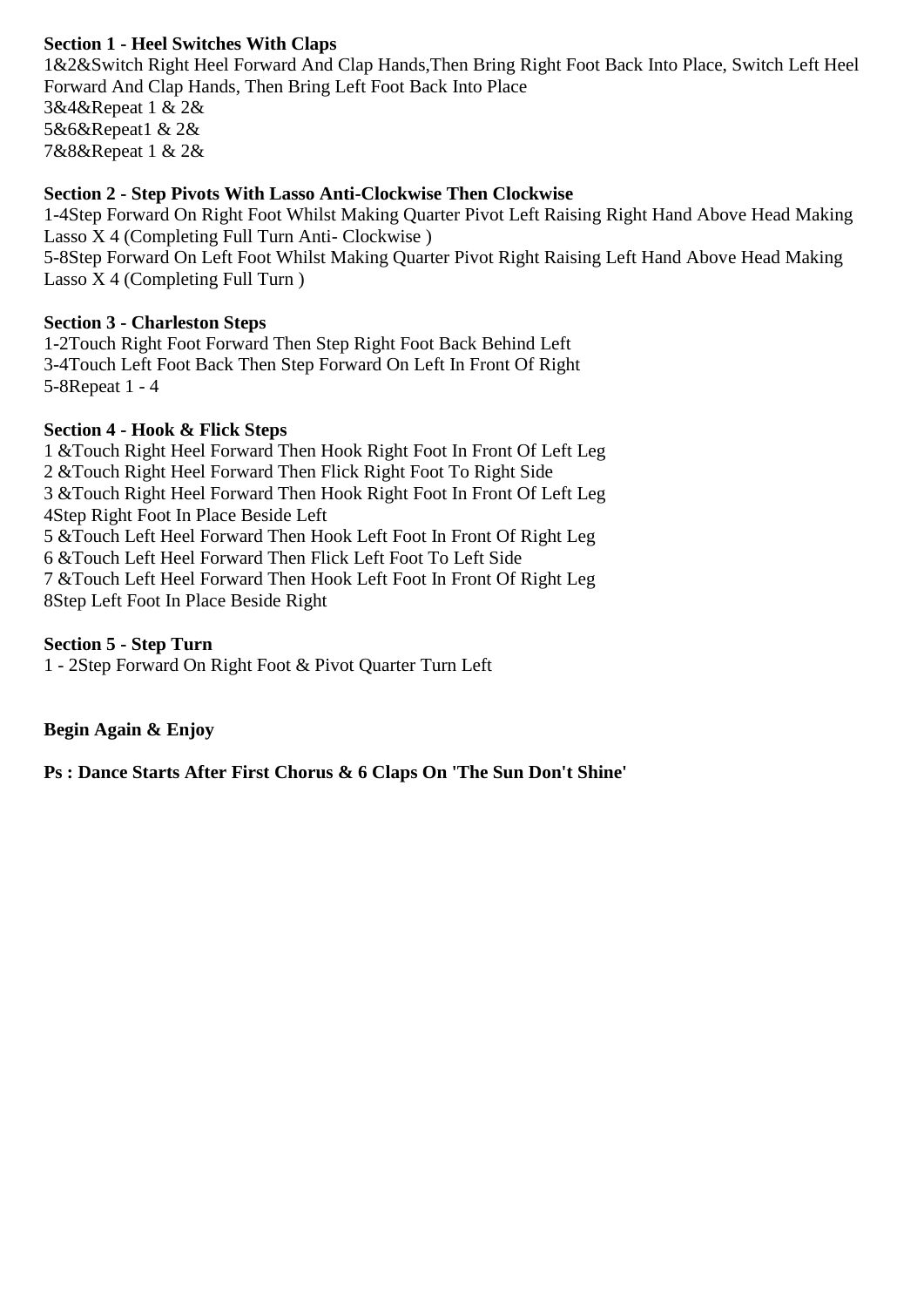**Section 1 - Heel Switches With Claps**

1&2&Switch Right Heel Forward And Clap Hands,Then Bring Right Foot Back Into Place, Switch Left Heel Forward And Clap Hands, Then Bring Left Foot Back Into Place
3&4&Repeat 1 & 2&
5&6&Repeat1 & 2&
7&8&Repeat 1 & 2&

**Section 2 - Step Pivots With Lasso Anti-Clockwise Then Clockwise**

1-4Step Forward On Right Foot Whilst Making Quarter Pivot Left Raising Right Hand Above Head Making Lasso X 4 (Completing Full Turn Anti- Clockwise )
5-8Step Forward On Left Foot Whilst Making Quarter Pivot Right Raising Left Hand Above Head Making Lasso X 4 (Completing Full Turn )

**Section 3 - Charleston Steps**

1-2Touch Right Foot Forward Then Step Right Foot Back Behind Left
3-4Touch Left Foot Back Then Step Forward On Left In Front Of Right
5-8Repeat 1 - 4

**Section 4 - Hook & Flick Steps**

1 &Touch Right Heel Forward Then Hook Right Foot In Front Of Left Leg
2 &Touch Right Heel Forward Then Flick Right Foot To Right Side
3 &Touch Right Heel Forward Then Hook Right Foot In Front Of Left Leg
4Step Right Foot In Place Beside Left
5 &Touch Left Heel Forward Then Hook Left Foot In Front Of Right Leg
6 &Touch Left Heel Forward Then Flick Left Foot To Left Side
7 &Touch Left Heel Forward Then Hook Left Foot In Front Of Right Leg
8Step Left Foot In Place Beside Right

**Section 5 - Step Turn**

1 - 2Step Forward On Right Foot & Pivot Quarter Turn Left

**Begin Again & Enjoy**

**Ps : Dance Starts After First Chorus & 6 Claps On 'The Sun Don't Shine'**